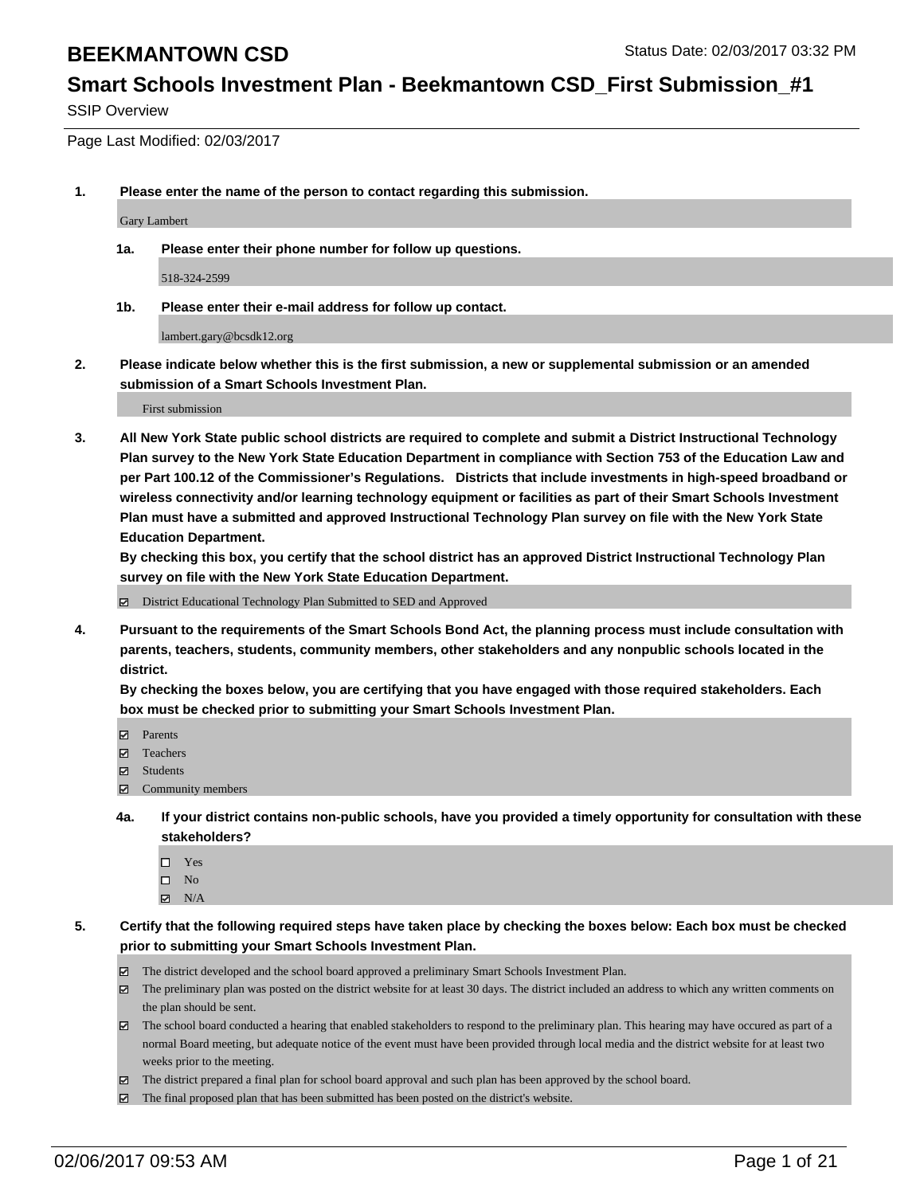# BEEKMANTOWN CSD

Status Date: 02/03/2017 03:32 PM

## Smart Schools Investment Plan - Beekmantown CSD_First Submission_#1

SSIP Overview

Page Last Modified: 02/03/2017

**1. Please enter the name of the person to contact regarding this submission.**

Gary Lambert

**1a. Please enter their phone number for follow up questions.**

518-324-2599

**1b. Please enter their e-mail address for follow up contact.**

lambert.gary@bcsdk12.org

**2. Please indicate below whether this is the first submission, a new or supplemental submission or an amended submission of a Smart Schools Investment Plan.**

First submission

**3. All New York State public school districts are required to complete and submit a District Instructional Technology Plan survey to the New York State Education Department in compliance with Section 753 of the Education Law and per Part 100.12 of the Commissioner's Regulations. Districts that include investments in high-speed broadband or wireless connectivity and/or learning technology equipment or facilities as part of their Smart Schools Investment Plan must have a submitted and approved Instructional Technology Plan survey on file with the New York State Education Department.**
**By checking this box, you certify that the school district has an approved District Instructional Technology Plan survey on file with the New York State Education Department.**

- [x] District Educational Technology Plan Submitted to SED and Approved

**4. Pursuant to the requirements of the Smart Schools Bond Act, the planning process must include consultation with parents, teachers, students, community members, other stakeholders and any nonpublic schools located in the district.**
**By checking the boxes below, you are certifying that you have engaged with those required stakeholders. Each box must be checked prior to submitting your Smart Schools Investment Plan.**

- [x] Parents
- [x] Teachers
- [x] Students
- [x] Community members

**4a. If your district contains non-public schools, have you provided a timely opportunity for consultation with these stakeholders?**

- [ ] Yes
- [ ] No
- [x] N/A

**5. Certify that the following required steps have taken place by checking the boxes below: Each box must be checked prior to submitting your Smart Schools Investment Plan.**

- [x] The district developed and the school board approved a preliminary Smart Schools Investment Plan.
- [x] The preliminary plan was posted on the district website for at least 30 days. The district included an address to which any written comments on the plan should be sent.
- [x] The school board conducted a hearing that enabled stakeholders to respond to the preliminary plan. This hearing may have occured as part of a normal Board meeting, but adequate notice of the event must have been provided through local media and the district website for at least two weeks prior to the meeting.
- [x] The district prepared a final plan for school board approval and such plan has been approved by the school board.
- [x] The final proposed plan that has been submitted has been posted on the district's website.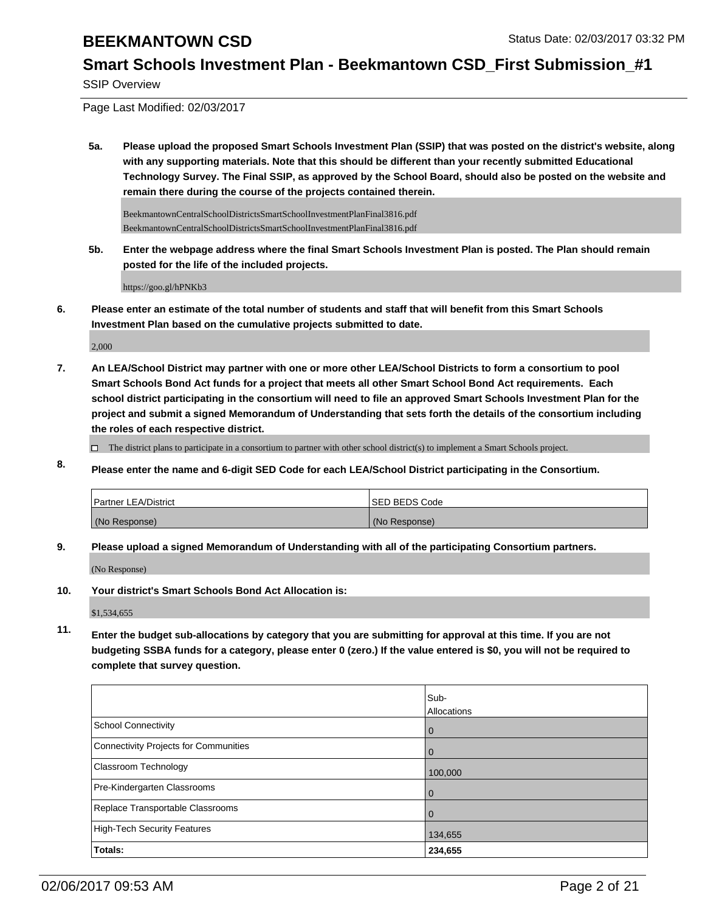# BEEKMANTOWN CSD

Status Date: 02/03/2017 03:32 PM

## Smart Schools Investment Plan - Beekmantown CSD_First Submission_#1

SSIP Overview

Page Last Modified: 02/03/2017

**5a. Please upload the proposed Smart Schools Investment Plan (SSIP) that was posted on the district's website, along with any supporting materials. Note that this should be different than your recently submitted Educational Technology Survey. The Final SSIP, as approved by the School Board, should also be posted on the website and remain there during the course of the projects contained therein.**

BeekmantownCentralSchoolDistrictsSmartSchoolInvestmentPlanFinal3816.pdf
BeekmantownCentralSchoolDistrictsSmartSchoolInvestmentPlanFinal3816.pdf

**5b. Enter the webpage address where the final Smart Schools Investment Plan is posted. The Plan should remain posted for the life of the included projects.**

https://goo.gl/hPNKb3

**6. Please enter an estimate of the total number of students and staff that will benefit from this Smart Schools Investment Plan based on the cumulative projects submitted to date.**

2,000

**7. An LEA/School District may partner with one or more other LEA/School Districts to form a consortium to pool Smart Schools Bond Act funds for a project that meets all other Smart School Bond Act requirements. Each school district participating in the consortium will need to file an approved Smart Schools Investment Plan for the project and submit a signed Memorandum of Understanding that sets forth the details of the consortium including the roles of each respective district.**

☐ The district plans to participate in a consortium to partner with other school district(s) to implement a Smart Schools project.

**8. Please enter the name and 6-digit SED Code for each LEA/School District participating in the Consortium.**

| Partner LEA/District | SED BEDS Code |
|---|---|
| (No Response) | (No Response) |

**9. Please upload a signed Memorandum of Understanding with all of the participating Consortium partners.**

(No Response)

**10. Your district's Smart Schools Bond Act Allocation is:**

$1,534,655

**11. Enter the budget sub-allocations by category that you are submitting for approval at this time. If you are not budgeting SSBA funds for a category, please enter 0 (zero.) If the value entered is $0, you will not be required to complete that survey question.**

| | Sub-Allocations |
|---|---|
| School Connectivity | 0 |
| Connectivity Projects for Communities | 0 |
| Classroom Technology | 100,000 |
| Pre-Kindergarten Classrooms | 0 |
| Replace Transportable Classrooms | 0 |
| High-Tech Security Features | 134,655 |
| **Totals:** | **234,655** |

02/06/2017 09:53 AM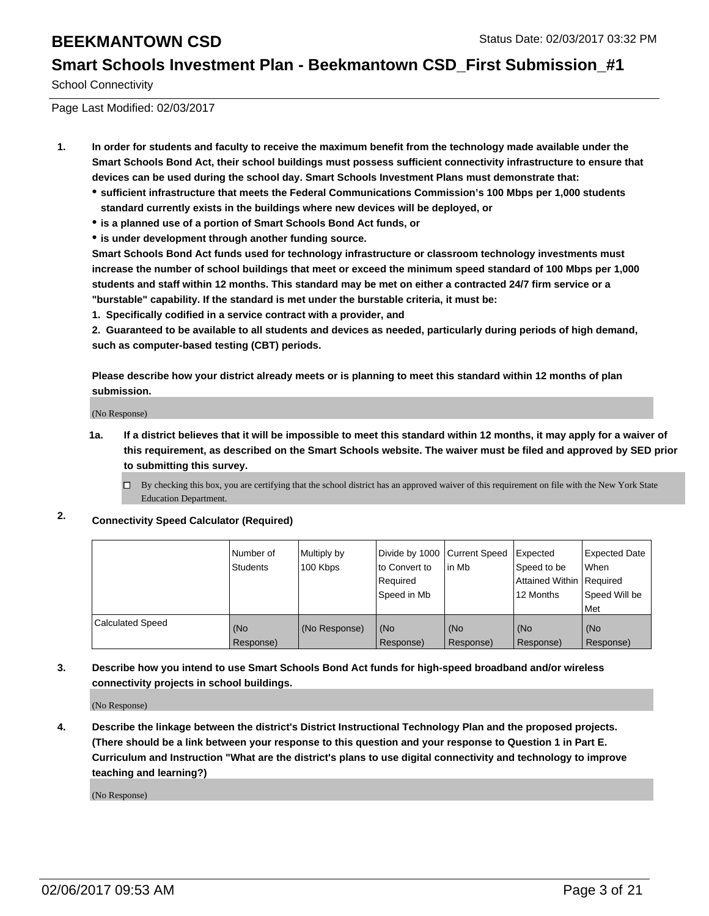## School Connectivity

Page Last Modified: 02/03/2017

**1. In order for students and faculty to receive the maximum benefit from the technology made available under the Smart Schools Bond Act, their school buildings must possess sufficient connectivity infrastructure to ensure that devices can be used during the school day. Smart Schools Investment Plans must demonstrate that:**

- **sufficient infrastructure that meets the Federal Communications Commission's 100 Mbps per 1,000 students standard currently exists in the buildings where new devices will be deployed, or**
- **is a planned use of a portion of Smart Schools Bond Act funds, or**
- **is under development through another funding source.**

**Smart Schools Bond Act funds used for technology infrastructure or classroom technology investments must increase the number of school buildings that meet or exceed the minimum speed standard of 100 Mbps per 1,000 students and staff within 12 months. This standard may be met on either a contracted 24/7 firm service or a "burstable" capability. If the standard is met under the burstable criteria, it must be:**

**1. Specifically codified in a service contract with a provider, and**

**2. Guaranteed to be available to all students and devices as needed, particularly during periods of high demand, such as computer-based testing (CBT) periods.**

**Please describe how your district already meets or is planning to meet this standard within 12 months of plan submission.**

(No Response)

**1a. If a district believes that it will be impossible to meet this standard within 12 months, it may apply for a waiver of this requirement, as described on the Smart Schools website. The waiver must be filed and approved by SED prior to submitting this survey.**

☐ By checking this box, you are certifying that the school district has an approved waiver of this requirement on file with the New York State Education Department.

**2. Connectivity Speed Calculator (Required)**

| | Number of Students | Multiply by 100 Kbps | Divide by 1000 to Convert to Required Speed in Mb | Current Speed in Mb | Expected Speed to be Attained Within 12 Months | Expected Date When Required Speed Will be Met |
|---|---|---|---|---|---|---|
| Calculated Speed | (No Response) | (No Response) | (No Response) | (No Response) | (No Response) | (No Response) |

**3. Describe how you intend to use Smart Schools Bond Act funds for high-speed broadband and/or wireless connectivity projects in school buildings.**

(No Response)

**4. Describe the linkage between the district's District Instructional Technology Plan and the proposed projects. (There should be a link between your response to this question and your response to Question 1 in Part E. Curriculum and Instruction "What are the district's plans to use digital connectivity and technology to improve teaching and learning?)**

(No Response)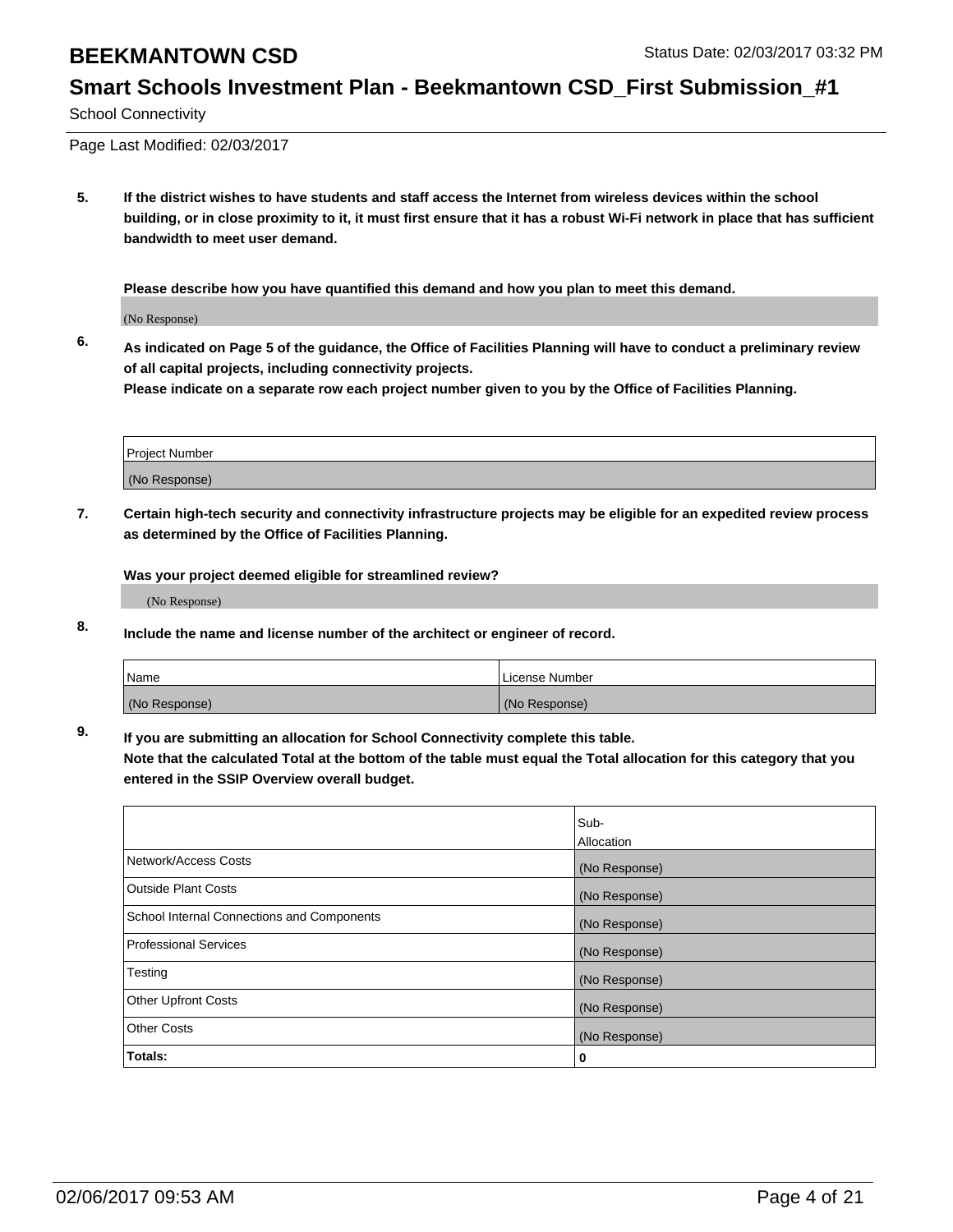School Connectivity

Page Last Modified: 02/03/2017

**5. If the district wishes to have students and staff access the Internet from wireless devices within the school building, or in close proximity to it, it must first ensure that it has a robust Wi-Fi network in place that has sufficient bandwidth to meet user demand.**

**Please describe how you have quantified this demand and how you plan to meet this demand.**

(No Response)

**6. As indicated on Page 5 of the guidance, the Office of Facilities Planning will have to conduct a preliminary review of all capital projects, including connectivity projects.**
**Please indicate on a separate row each project number given to you by the Office of Facilities Planning.**

| Project Number |
|---|
| (No Response) |

**7. Certain high-tech security and connectivity infrastructure projects may be eligible for an expedited review process as determined by the Office of Facilities Planning.**

**Was your project deemed eligible for streamlined review?**

(No Response)

**8. Include the name and license number of the architect or engineer of record.**

| Name | License Number |
|---|---|
| (No Response) | (No Response) |

**9. If you are submitting an allocation for School Connectivity complete this table.**
**Note that the calculated Total at the bottom of the table must equal the Total allocation for this category that you entered in the SSIP Overview overall budget.**

| | Sub-Allocation |
|---|---|
| Network/Access Costs | (No Response) |
| Outside Plant Costs | (No Response) |
| School Internal Connections and Components | (No Response) |
| Professional Services | (No Response) |
| Testing | (No Response) |
| Other Upfront Costs | (No Response) |
| Other Costs | (No Response) |
| **Totals:** | **0** |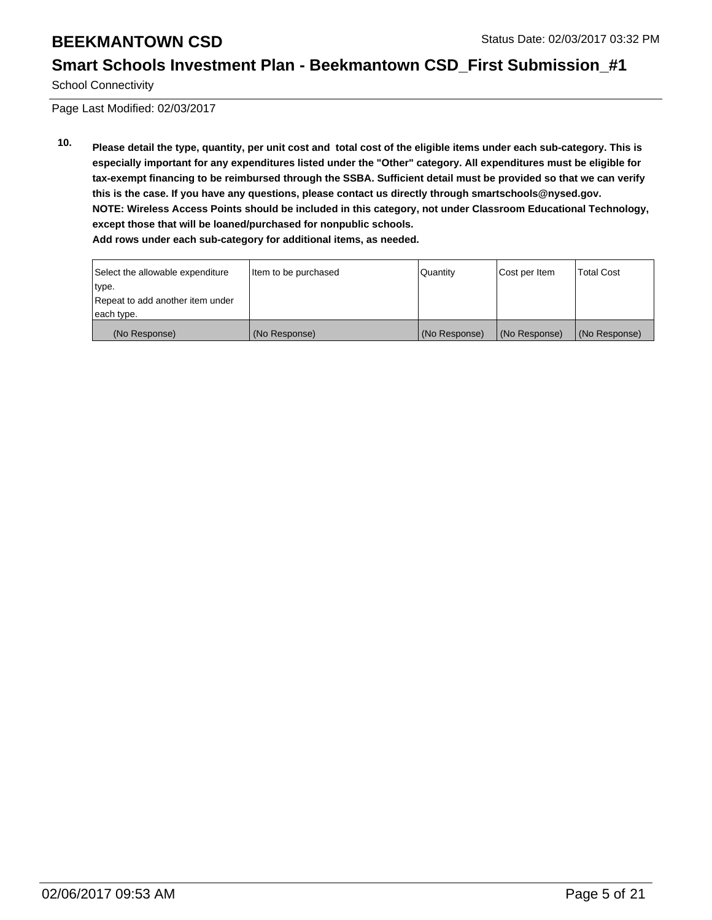School Connectivity

Page Last Modified: 02/03/2017

**10. Please detail the type, quantity, per unit cost and total cost of the eligible items under each sub-category. This is especially important for any expenditures listed under the "Other" category. All expenditures must be eligible for tax-exempt financing to be reimbursed through the SSBA. Sufficient detail must be provided so that we can verify this is the case. If you have any questions, please contact us directly through smartschools@nysed.gov.**
**NOTE: Wireless Access Points should be included in this category, not under Classroom Educational Technology, except those that will be loaned/purchased for nonpublic schools.**
**Add rows under each sub-category for additional items, as needed.**

| Select the allowable expenditure type. Repeat to add another item under each type. | Item to be purchased | Quantity | Cost per Item | Total Cost |
|---|---|---|---|---|
| (No Response) | (No Response) | (No Response) | (No Response) | (No Response) |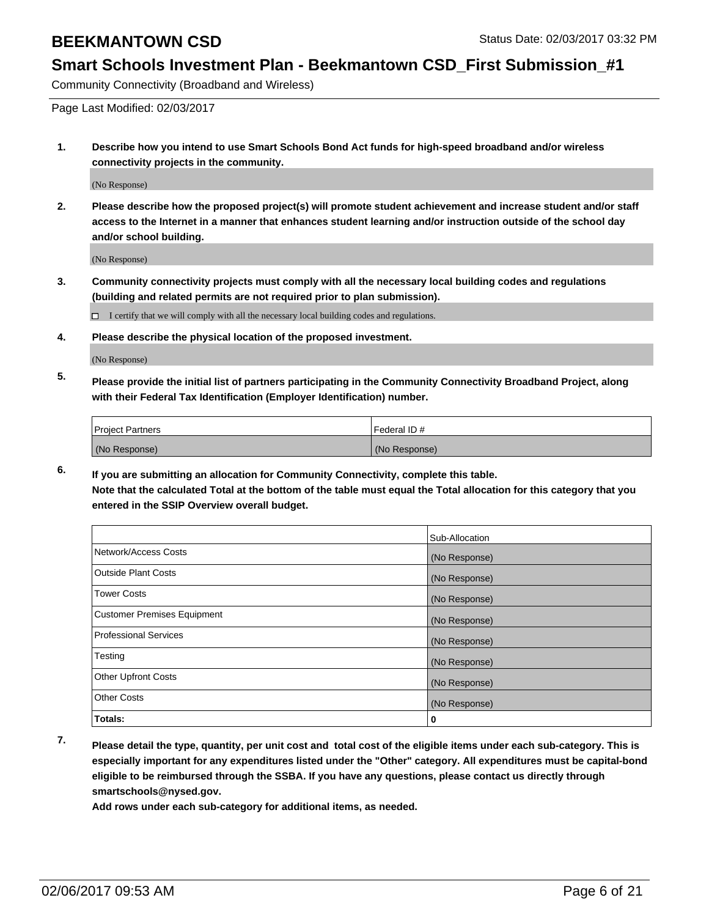# BEEKMANTOWN CSD

Status Date: 02/03/2017 03:32 PM

## Smart Schools Investment Plan - Beekmantown CSD_First Submission_#1

Community Connectivity (Broadband and Wireless)

Page Last Modified: 02/03/2017

**1. Describe how you intend to use Smart Schools Bond Act funds for high-speed broadband and/or wireless connectivity projects in the community.**

(No Response)

**2. Please describe how the proposed project(s) will promote student achievement and increase student and/or staff access to the Internet in a manner that enhances student learning and/or instruction outside of the school day and/or school building.**

(No Response)

**3. Community connectivity projects must comply with all the necessary local building codes and regulations (building and related permits are not required prior to plan submission).**

☐ I certify that we will comply with all the necessary local building codes and regulations.

**4. Please describe the physical location of the proposed investment.**

(No Response)

**5. Please provide the initial list of partners participating in the Community Connectivity Broadband Project, along with their Federal Tax Identification (Employer Identification) number.**

| Project Partners | Federal ID # |
|---|---|
| (No Response) | (No Response) |

**6. If you are submitting an allocation for Community Connectivity, complete this table.**
**Note that the calculated Total at the bottom of the table must equal the Total allocation for this category that you entered in the SSIP Overview overall budget.**

| | Sub-Allocation |
|---|---|
| Network/Access Costs | (No Response) |
| Outside Plant Costs | (No Response) |
| Tower Costs | (No Response) |
| Customer Premises Equipment | (No Response) |
| Professional Services | (No Response) |
| Testing | (No Response) |
| Other Upfront Costs | (No Response) |
| Other Costs | (No Response) |
| **Totals:** | **0** |

**7. Please detail the type, quantity, per unit cost and total cost of the eligible items under each sub-category. This is especially important for any expenditures listed under the "Other" category. All expenditures must be capital-bond eligible to be reimbursed through the SSBA. If you have any questions, please contact us directly through smartschools@nysed.gov.**

**Add rows under each sub-category for additional items, as needed.**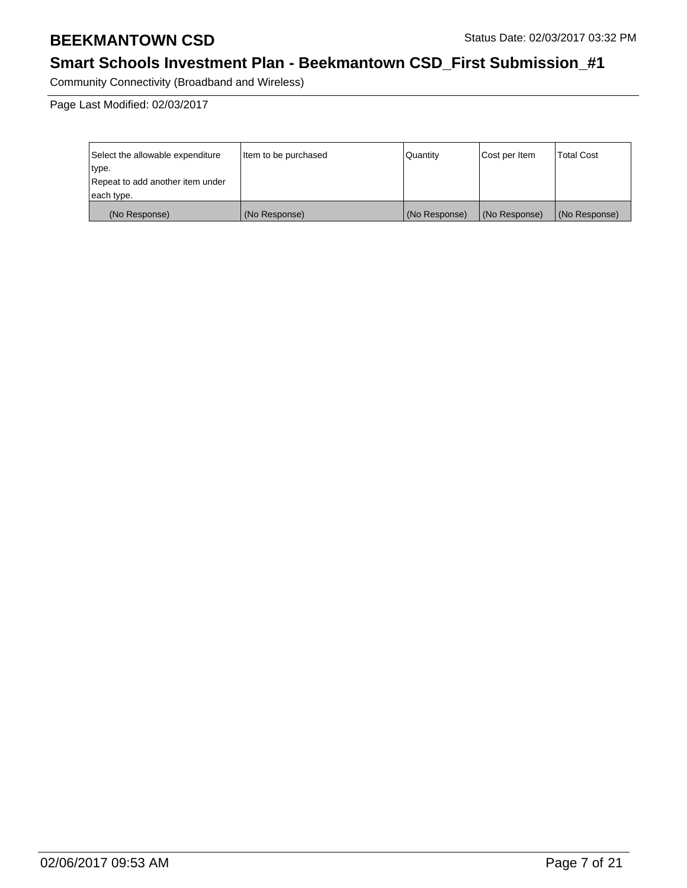| Select the allowable expenditure type. Repeat to add another item under each type. | Item to be purchased | Quantity | Cost per Item | Total Cost |
|---|---|---|---|---|
| (No Response) | (No Response) | (No Response) | (No Response) | (No Response) |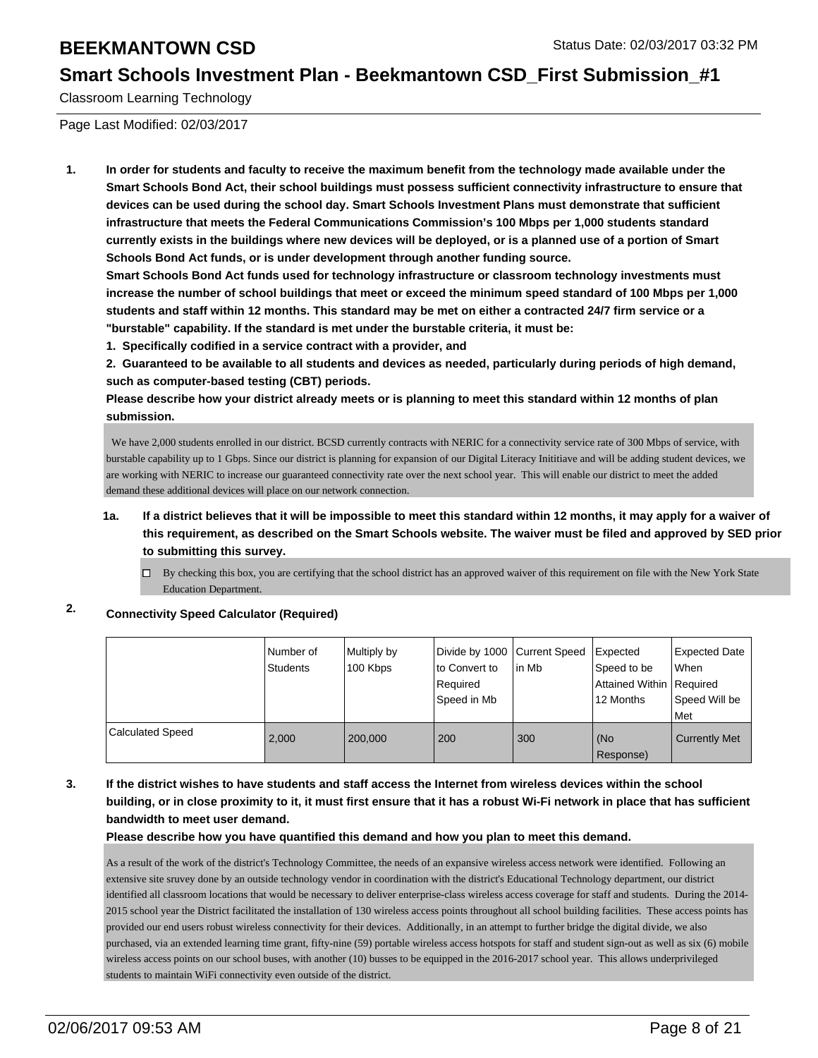Classroom Learning Technology

Page Last Modified: 02/03/2017

1. **In order for students and faculty to receive the maximum benefit from the technology made available under the Smart Schools Bond Act, their school buildings must possess sufficient connectivity infrastructure to ensure that devices can be used during the school day. Smart Schools Investment Plans must demonstrate that sufficient infrastructure that meets the Federal Communications Commission's 100 Mbps per 1,000 students standard currently exists in the buildings where new devices will be deployed, or is a planned use of a portion of Smart Schools Bond Act funds, or is under development through another funding source.**
   **Smart Schools Bond Act funds used for technology infrastructure or classroom technology investments must increase the number of school buildings that meet or exceed the minimum speed standard of 100 Mbps per 1,000 students and staff within 12 months. This standard may be met on either a contracted 24/7 firm service or a "burstable" capability. If the standard is met under the burstable criteria, it must be:**
   **1. Specifically codified in a service contract with a provider, and**
   **2. Guaranteed to be available to all students and devices as needed, particularly during periods of high demand, such as computer-based testing (CBT) periods.**
   **Please describe how your district already meets or is planning to meet this standard within 12 months of plan submission.**

   We have 2,000 students enrolled in our district. BCSD currently contracts with NERIC for a connectivity service rate of 300 Mbps of service, with burstable capability up to 1 Gbps. Since our district is planning for expansion of our Digital Literacy Inititiave and will be adding student devices, we are working with NERIC to increase our guaranteed connectivity rate over the next school year. This will enable our district to meet the added demand these additional devices will place on our network connection.

   1a. **If a district believes that it will be impossible to meet this standard within 12 months, it may apply for a waiver of this requirement, as described on the Smart Schools website. The waiver must be filed and approved by SED prior to submitting this survey.**

   ☐ By checking this box, you are certifying that the school district has an approved waiver of this requirement on file with the New York State Education Department.

2. **Connectivity Speed Calculator (Required)**

| | Number of Students | Multiply by 100 Kbps | Divide by 1000 to Convert to Required Speed in Mb | Current Speed in Mb | Expected Speed to be Attained Within 12 Months | Expected Date When Required Speed Will be Met |
|---|---|---|---|---|---|---|
| Calculated Speed | 2,000 | 200,000 | 200 | 300 | (No Response) | Currently Met |

3. **If the district wishes to have students and staff access the Internet from wireless devices within the school building, or in close proximity to it, it must first ensure that it has a robust Wi-Fi network in place that has sufficient bandwidth to meet user demand.**
   **Please describe how you have quantified this demand and how you plan to meet this demand.**

   As a result of the work of the district's Technology Committee, the needs of an expansive wireless access network were identified. Following an extensive site sruvey done by an outside technology vendor in coordination with the district's Educational Technology department, our district identified all classroom locations that would be necessary to deliver enterprise-class wireless access coverage for staff and students. During the 2014-2015 school year the District facilitated the installation of 130 wireless access points throughout all school building facilities. These access points has provided our end users robust wireless connectivity for their devices. Additionally, in an attempt to further bridge the digital divide, we also purchased, via an extended learning time grant, fifty-nine (59) portable wireless access hotspots for staff and student sign-out as well as six (6) mobile wireless access points on our school buses, with another (10) busses to be equipped in the 2016-2017 school year. This allows underprivileged students to maintain WiFi connectivity even outside of the district.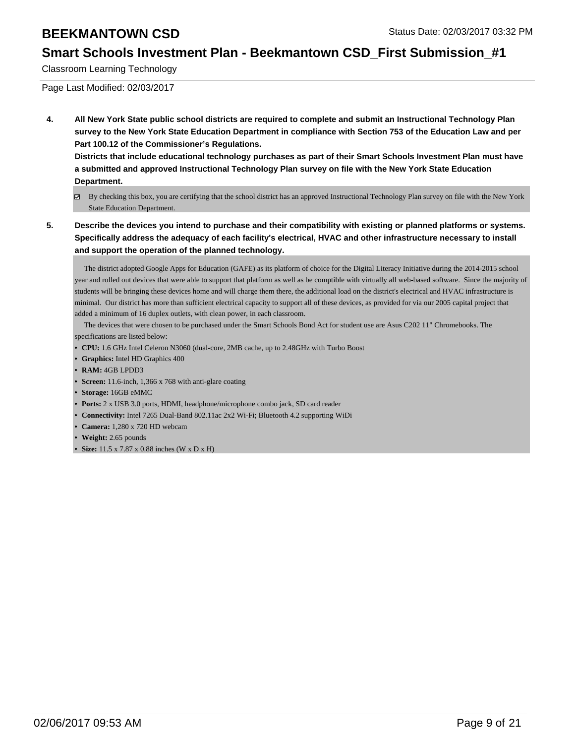Classroom Learning Technology

Page Last Modified: 02/03/2017

**4. All New York State public school districts are required to complete and submit an Instructional Technology Plan survey to the New York State Education Department in compliance with Section 753 of the Education Law and per Part 100.12 of the Commissioner's Regulations.**
**Districts that include educational technology purchases as part of their Smart Schools Investment Plan must have a submitted and approved Instructional Technology Plan survey on file with the New York State Education Department.**

☑ By checking this box, you are certifying that the school district has an approved Instructional Technology Plan survey on file with the New York State Education Department.

**5. Describe the devices you intend to purchase and their compatibility with existing or planned platforms or systems. Specifically address the adequacy of each facility's electrical, HVAC and other infrastructure necessary to install and support the operation of the planned technology.**

The district adopted Google Apps for Education (GAFE) as its platform of choice for the Digital Literacy Initiative during the 2014-2015 school year and rolled out devices that were able to support that platform as well as be comptible with virtually all web-based software. Since the majority of students will be bringing these devices home and will charge them there, the additional load on the district's electrical and HVAC infrastructure is minimal. Our district has more than sufficient electrical capacity to support all of these devices, as provided for via our 2005 capital project that added a minimum of 16 duplex outlets, with clean power, in each classroom.

The devices that were chosen to be purchased under the Smart Schools Bond Act for student use are Asus C202 11" Chromebooks. The specifications are listed below:

- **CPU:** 1.6 GHz Intel Celeron N3060 (dual-core, 2MB cache, up to 2.48GHz with Turbo Boost
- **Graphics:** Intel HD Graphics 400
- **RAM:** 4GB LPDD3
- **Screen:** 11.6-inch, 1,366 x 768 with anti-glare coating
- **Storage:** 16GB eMMC
- **Ports:** 2 x USB 3.0 ports, HDMI, headphone/microphone combo jack, SD card reader
- **Connectivity:** Intel 7265 Dual-Band 802.11ac 2x2 Wi-Fi; Bluetooth 4.2 supporting WiDi
- **Camera:** 1,280 x 720 HD webcam
- **Weight:** 2.65 pounds
- **Size:** 11.5 x 7.87 x 0.88 inches (W x D x H)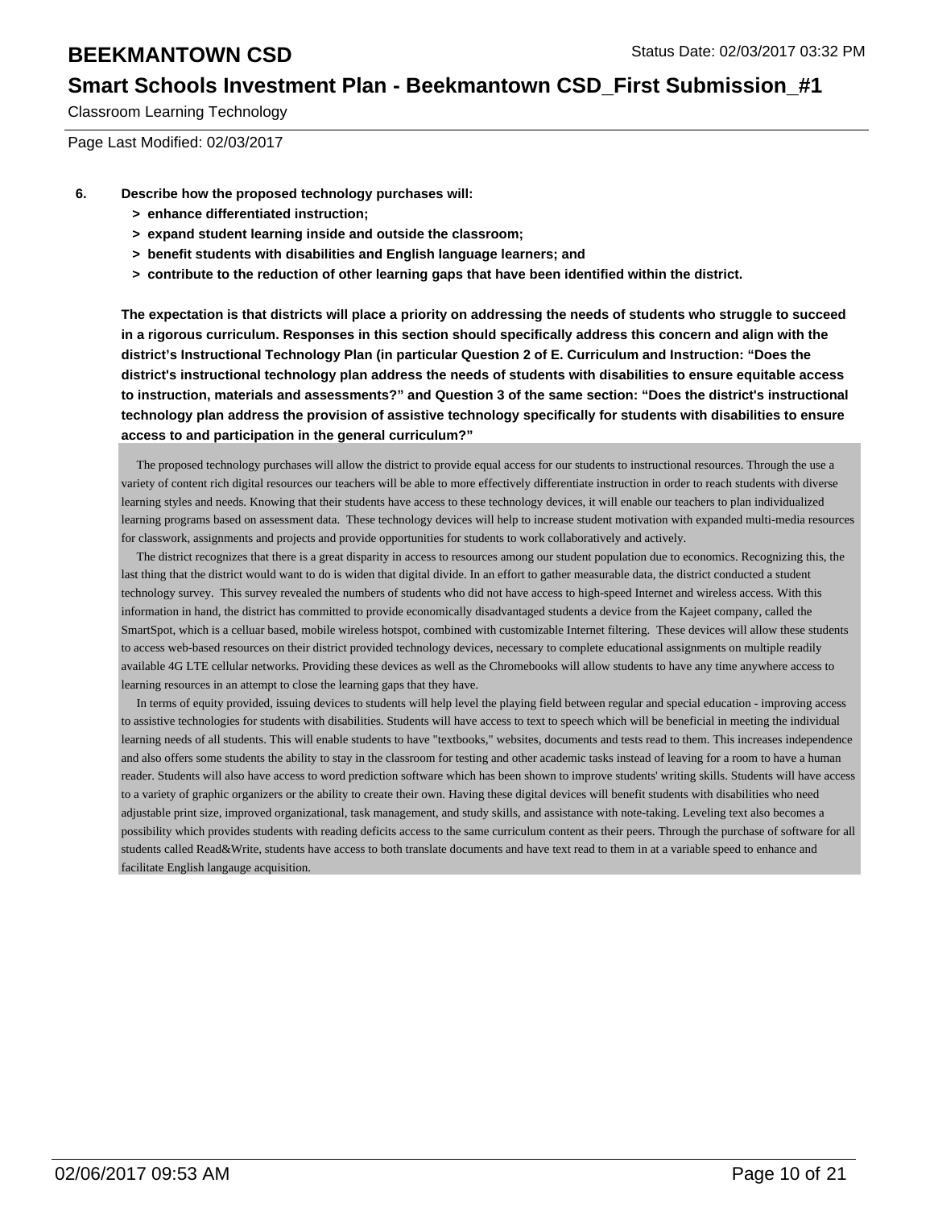Classroom Learning Technology

Page Last Modified: 02/03/2017

**6. Describe how the proposed technology purchases will:**

- **> enhance differentiated instruction;**
- **> expand student learning inside and outside the classroom;**
- **> benefit students with disabilities and English language learners; and**
- **> contribute to the reduction of other learning gaps that have been identified within the district.**

**The expectation is that districts will place a priority on addressing the needs of students who struggle to succeed in a rigorous curriculum. Responses in this section should specifically address this concern and align with the district's Instructional Technology Plan (in particular Question 2 of E. Curriculum and Instruction: "Does the district's instructional technology plan address the needs of students with disabilities to ensure equitable access to instruction, materials and assessments?" and Question 3 of the same section: "Does the district's instructional technology plan address the provision of assistive technology specifically for students with disabilities to ensure access to and participation in the general curriculum?"**

The proposed technology purchases will allow the district to provide equal access for our students to instructional resources. Through the use a variety of content rich digital resources our teachers will be able to more effectively differentiate instruction in order to reach students with diverse learning styles and needs. Knowing that their students have access to these technology devices, it will enable our teachers to plan individualized learning programs based on assessment data. These technology devices will help to increase student motivation with expanded multi-media resources for classwork, assignments and projects and provide opportunities for students to work collaboratively and actively.

The district recognizes that there is a great disparity in access to resources among our student population due to economics. Recognizing this, the last thing that the district would want to do is widen that digital divide. In an effort to gather measurable data, the district conducted a student technology survey. This survey revealed the numbers of students who did not have access to high-speed Internet and wireless access. With this information in hand, the district has committed to provide economically disadvantaged students a device from the Kajeet company, called the SmartSpot, which is a celluar based, mobile wireless hotspot, combined with customizable Internet filtering. These devices will allow these students to access web-based resources on their district provided technology devices, necessary to complete educational assignments on multiple readily available 4G LTE cellular networks. Providing these devices as well as the Chromebooks will allow students to have any time anywhere access to learning resources in an attempt to close the learning gaps that they have.

In terms of equity provided, issuing devices to students will help level the playing field between regular and special education - improving access to assistive technologies for students with disabilities. Students will have access to text to speech which will be beneficial in meeting the individual learning needs of all students. This will enable students to have "textbooks," websites, documents and tests read to them. This increases independence and also offers some students the ability to stay in the classroom for testing and other academic tasks instead of leaving for a room to have a human reader. Students will also have access to word prediction software which has been shown to improve students' writing skills. Students will have access to a variety of graphic organizers or the ability to create their own. Having these digital devices will benefit students with disabilities who need adjustable print size, improved organizational, task management, and study skills, and assistance with note-taking. Leveling text also becomes a possibility which provides students with reading deficits access to the same curriculum content as their peers. Through the purchase of software for all students called Read&Write, students have access to both translate documents and have text read to them in at a variable speed to enhance and facilitate English langauge acquisition.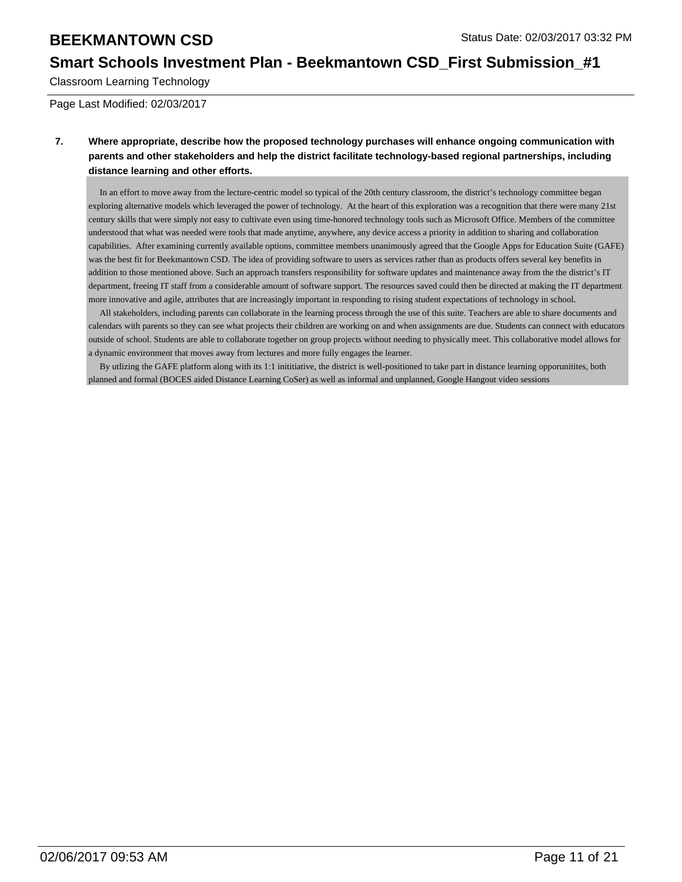Classroom Learning Technology

Page Last Modified: 02/03/2017

**7. Where appropriate, describe how the proposed technology purchases will enhance ongoing communication with parents and other stakeholders and help the district facilitate technology-based regional partnerships, including distance learning and other efforts.**

In an effort to move away from the lecture-centric model so typical of the 20th century classroom, the district's technology committee began exploring alternative models which leveraged the power of technology. At the heart of this exploration was a recognition that there were many 21st century skills that were simply not easy to cultivate even using time-honored technology tools such as Microsoft Office. Members of the committee understood that what was needed were tools that made anytime, anywhere, any device access a priority in addition to sharing and collaboration capabilities. After examining currently available options, committee members unanimously agreed that the Google Apps for Education Suite (GAFE) was the best fit for Beekmantown CSD. The idea of providing software to users as services rather than as products offers several key benefits in addition to those mentioned above. Such an approach transfers responsibility for software updates and maintenance away from the the district's IT department, freeing IT staff from a considerable amount of software support. The resources saved could then be directed at making the IT department more innovative and agile, attributes that are increasingly important in responding to rising student expectations of technology in school.

All stakeholders, including parents can collaborate in the learning process through the use of this suite. Teachers are able to share documents and calendars with parents so they can see what projects their children are working on and when assignments are due. Students can connect with educators outside of school. Students are able to collaborate together on group projects without needing to physically meet. This collaborative model allows for a dynamic environment that moves away from lectures and more fully engages the learner.

By utlizing the GAFE platform along with its 1:1 inititiative, the district is well-positioned to take part in distance learning opporunitites, both planned and formal (BOCES aided Distance Learning CoSer) as well as informal and unplanned, Google Hangout video sessions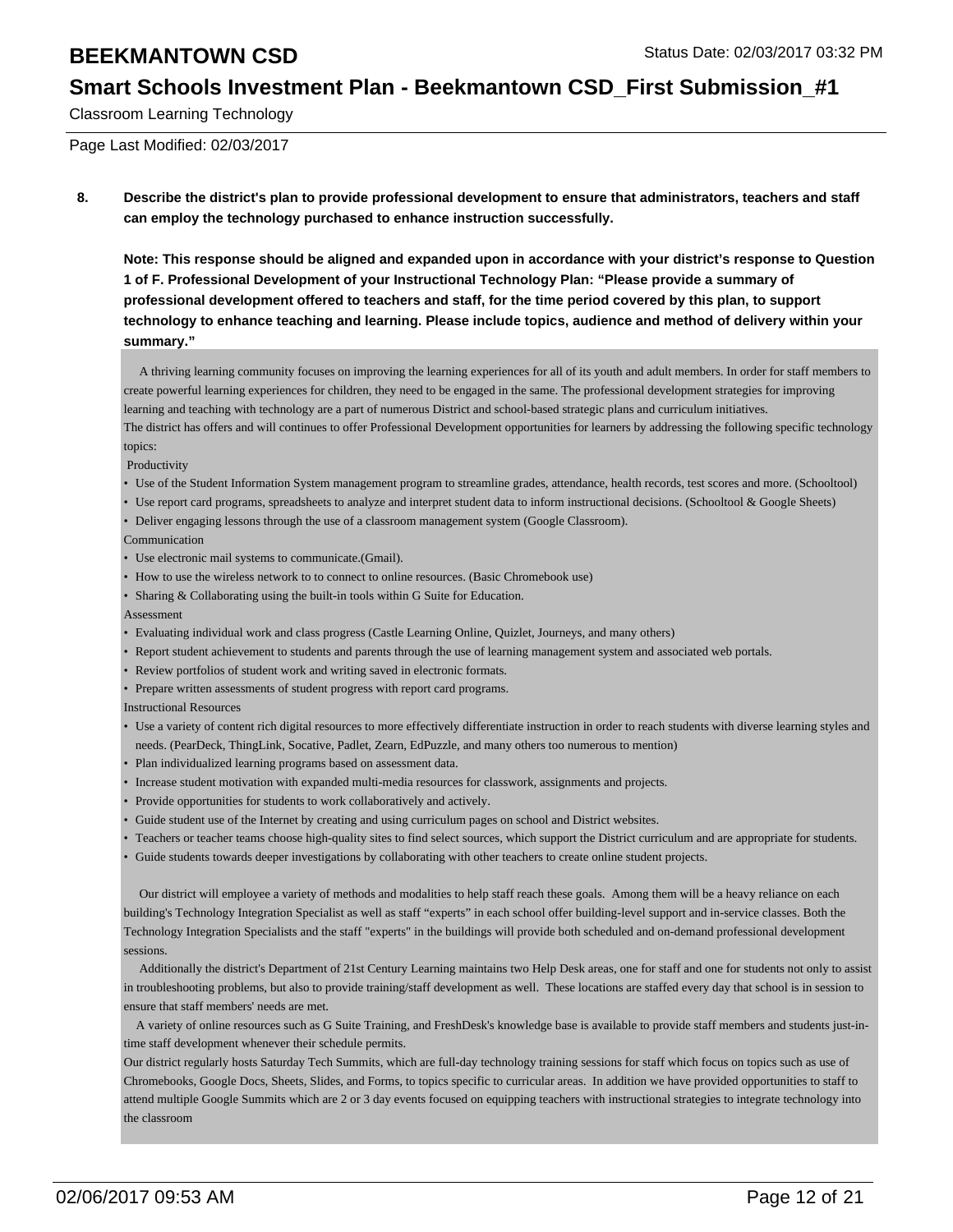**8. Describe the district's plan to provide professional development to ensure that administrators, teachers and staff can employ the technology purchased to enhance instruction successfully.**

**Note: This response should be aligned and expanded upon in accordance with your district's response to Question 1 of F. Professional Development of your Instructional Technology Plan: "Please provide a summary of professional development offered to teachers and staff, for the time period covered by this plan, to support technology to enhance teaching and learning. Please include topics, audience and method of delivery within your summary."**

A thriving learning community focuses on improving the learning experiences for all of its youth and adult members. In order for staff members to create powerful learning experiences for children, they need to be engaged in the same. The professional development strategies for improving learning and teaching with technology are a part of numerous District and school-based strategic plans and curriculum initiatives.

The district has offers and will continues to offer Professional Development opportunities for learners by addressing the following specific technology topics:

Productivity

- Use of the Student Information System management program to streamline grades, attendance, health records, test scores and more. (Schooltool)
- Use report card programs, spreadsheets to analyze and interpret student data to inform instructional decisions. (Schooltool & Google Sheets)
- Deliver engaging lessons through the use of a classroom management system (Google Classroom).

Communication

- Use electronic mail systems to communicate.(Gmail).
- How to use the wireless network to to connect to online resources. (Basic Chromebook use)
- Sharing & Collaborating using the built-in tools within G Suite for Education.

Assessment

- Evaluating individual work and class progress (Castle Learning Online, Quizlet, Journeys, and many others)
- Report student achievement to students and parents through the use of learning management system and associated web portals.
- Review portfolios of student work and writing saved in electronic formats.
- Prepare written assessments of student progress with report card programs.

Instructional Resources

- Use a variety of content rich digital resources to more effectively differentiate instruction in order to reach students with diverse learning styles and needs. (PearDeck, ThingLink, Socative, Padlet, Zearn, EdPuzzle, and many others too numerous to mention)
- Plan individualized learning programs based on assessment data.
- Increase student motivation with expanded multi-media resources for classwork, assignments and projects.
- Provide opportunities for students to work collaboratively and actively.
- Guide student use of the Internet by creating and using curriculum pages on school and District websites.
- Teachers or teacher teams choose high-quality sites to find select sources, which support the District curriculum and are appropriate for students.
- Guide students towards deeper investigations by collaborating with other teachers to create online student projects.

Our district will employee a variety of methods and modalities to help staff reach these goals. Among them will be a heavy reliance on each building's Technology Integration Specialist as well as staff "experts" in each school offer building-level support and in-service classes. Both the Technology Integration Specialists and the staff "experts" in the buildings will provide both scheduled and on-demand professional development sessions.

Additionally the district's Department of 21st Century Learning maintains two Help Desk areas, one for staff and one for students not only to assist in troubleshooting problems, but also to provide training/staff development as well. These locations are staffed every day that school is in session to ensure that staff members' needs are met.

A variety of online resources such as G Suite Training, and FreshDesk's knowledge base is available to provide staff members and students just-in-time staff development whenever their schedule permits.

Our district regularly hosts Saturday Tech Summits, which are full-day technology training sessions for staff which focus on topics such as use of Chromebooks, Google Docs, Sheets, Slides, and Forms, to topics specific to curricular areas. In addition we have provided opportunities to staff to attend multiple Google Summits which are 2 or 3 day events focused on equipping teachers with instructional strategies to integrate technology into the classroom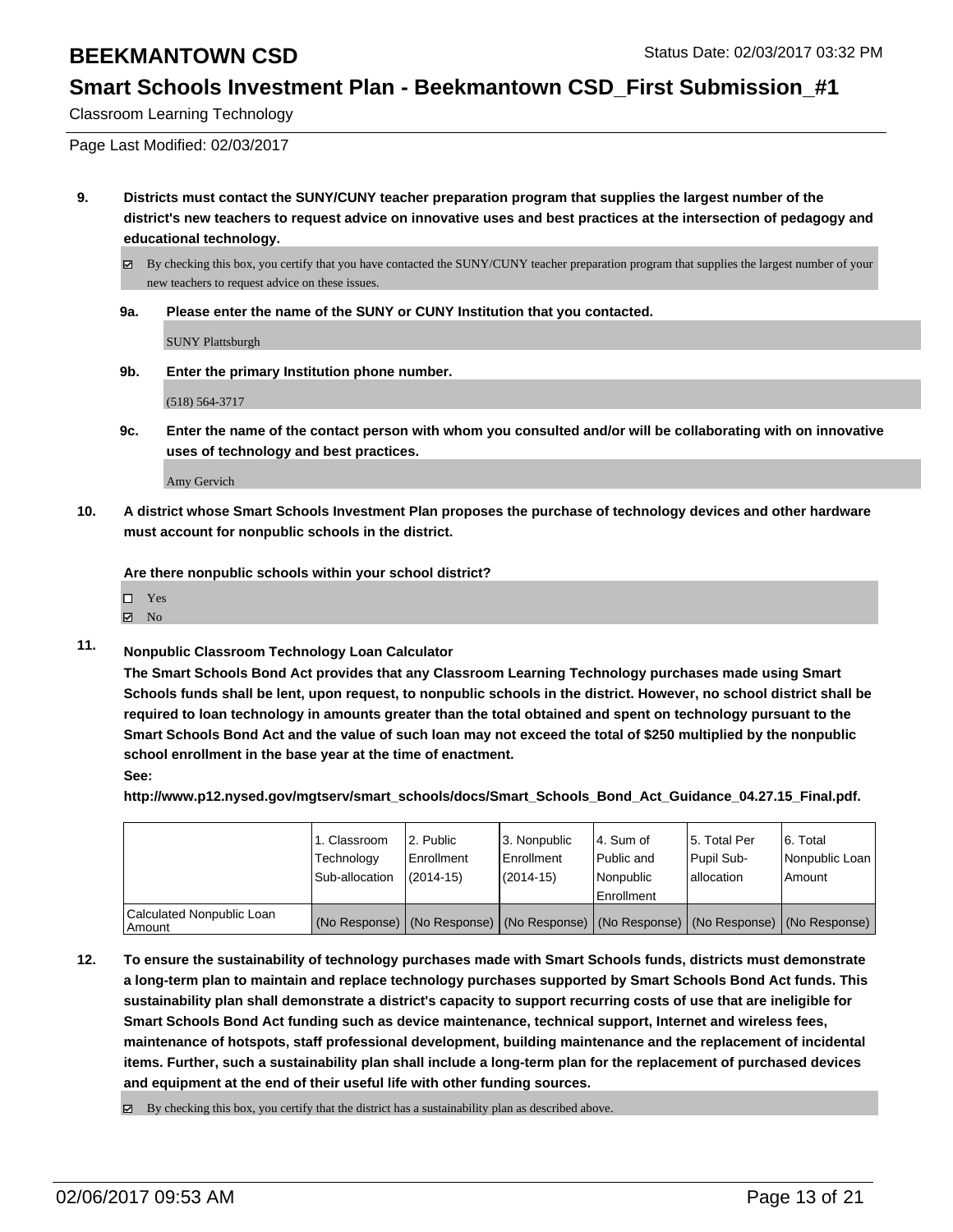**9. Districts must contact the SUNY/CUNY teacher preparation program that supplies the largest number of the district's new teachers to request advice on innovative uses and best practices at the intersection of pedagogy and educational technology.**

☑ By checking this box, you certify that you have contacted the SUNY/CUNY teacher preparation program that supplies the largest number of your new teachers to request advice on these issues.

**9a. Please enter the name of the SUNY or CUNY Institution that you contacted.**

SUNY Plattsburgh

**9b. Enter the primary Institution phone number.**

(518) 564-3717

**9c. Enter the name of the contact person with whom you consulted and/or will be collaborating with on innovative uses of technology and best practices.**

Amy Gervich

**10. A district whose Smart Schools Investment Plan proposes the purchase of technology devices and other hardware must account for nonpublic schools in the district.**

**Are there nonpublic schools within your school district?**

☐ Yes
☑ No

**11. Nonpublic Classroom Technology Loan Calculator**

**The Smart Schools Bond Act provides that any Classroom Learning Technology purchases made using Smart Schools funds shall be lent, upon request, to nonpublic schools in the district. However, no school district shall be required to loan technology in amounts greater than the total obtained and spent on technology pursuant to the Smart Schools Bond Act and the value of such loan may not exceed the total of $250 multiplied by the nonpublic school enrollment in the base year at the time of enactment.**

**See:**

**http://www.p12.nysed.gov/mgtserv/smart_schools/docs/Smart_Schools_Bond_Act_Guidance_04.27.15_Final.pdf.**

| | 1. Classroom Technology Sub-allocation | 2. Public Enrollment (2014-15) | 3. Nonpublic Enrollment (2014-15) | 4. Sum of Public and Nonpublic Enrollment | 5. Total Per Pupil Sub-allocation | 6. Total Nonpublic Loan Amount |
|---|---|---|---|---|---|---|
| Calculated Nonpublic Loan Amount | (No Response) | (No Response) | (No Response) | (No Response) | (No Response) | (No Response) |

**12. To ensure the sustainability of technology purchases made with Smart Schools funds, districts must demonstrate a long-term plan to maintain and replace technology purchases supported by Smart Schools Bond Act funds. This sustainability plan shall demonstrate a district's capacity to support recurring costs of use that are ineligible for Smart Schools Bond Act funding such as device maintenance, technical support, Internet and wireless fees, maintenance of hotspots, staff professional development, building maintenance and the replacement of incidental items. Further, such a sustainability plan shall include a long-term plan for the replacement of purchased devices and equipment at the end of their useful life with other funding sources.**

☑ By checking this box, you certify that the district has a sustainability plan as described above.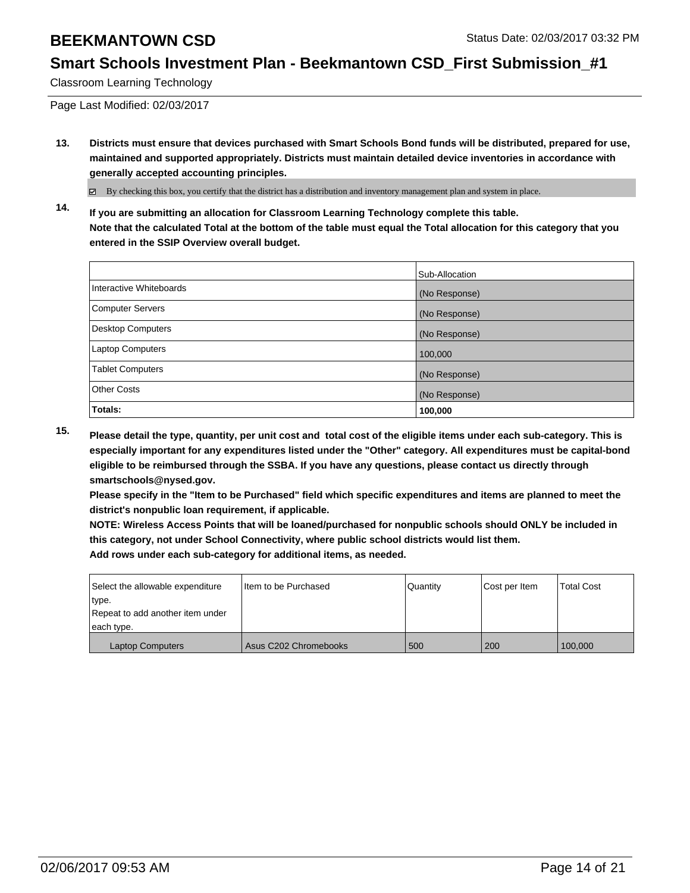# BEEKMANTOWN CSD

Status Date: 02/03/2017 03:32 PM

## Smart Schools Investment Plan - Beekmantown CSD_First Submission_#1

Classroom Learning Technology

Page Last Modified: 02/03/2017

**13. Districts must ensure that devices purchased with Smart Schools Bond funds will be distributed, prepared for use, maintained and supported appropriately. Districts must maintain detailed device inventories in accordance with generally accepted accounting principles.**

☑ By checking this box, you certify that the district has a distribution and inventory management plan and system in place.

**14. If you are submitting an allocation for Classroom Learning Technology complete this table. Note that the calculated Total at the bottom of the table must equal the Total allocation for this category that you entered in the SSIP Overview overall budget.**

| | Sub-Allocation |
|---|---|
| Interactive Whiteboards | (No Response) |
| Computer Servers | (No Response) |
| Desktop Computers | (No Response) |
| Laptop Computers | 100,000 |
| Tablet Computers | (No Response) |
| Other Costs | (No Response) |
| **Totals:** | **100,000** |

**15. Please detail the type, quantity, per unit cost and total cost of the eligible items under each sub-category. This is especially important for any expenditures listed under the "Other" category. All expenditures must be capital-bond eligible to be reimbursed through the SSBA. If you have any questions, please contact us directly through smartschools@nysed.gov.**

**Please specify in the "Item to be Purchased" field which specific expenditures and items are planned to meet the district's nonpublic loan requirement, if applicable.**

**NOTE: Wireless Access Points that will be loaned/purchased for nonpublic schools should ONLY be included in this category, not under School Connectivity, where public school districts would list them.**

**Add rows under each sub-category for additional items, as needed.**

| Select the allowable expenditure type. Repeat to add another item under each type. | Item to be Purchased | Quantity | Cost per Item | Total Cost |
|---|---|---|---|---|
| Laptop Computers | Asus C202 Chromebooks | 500 | 200 | 100,000 |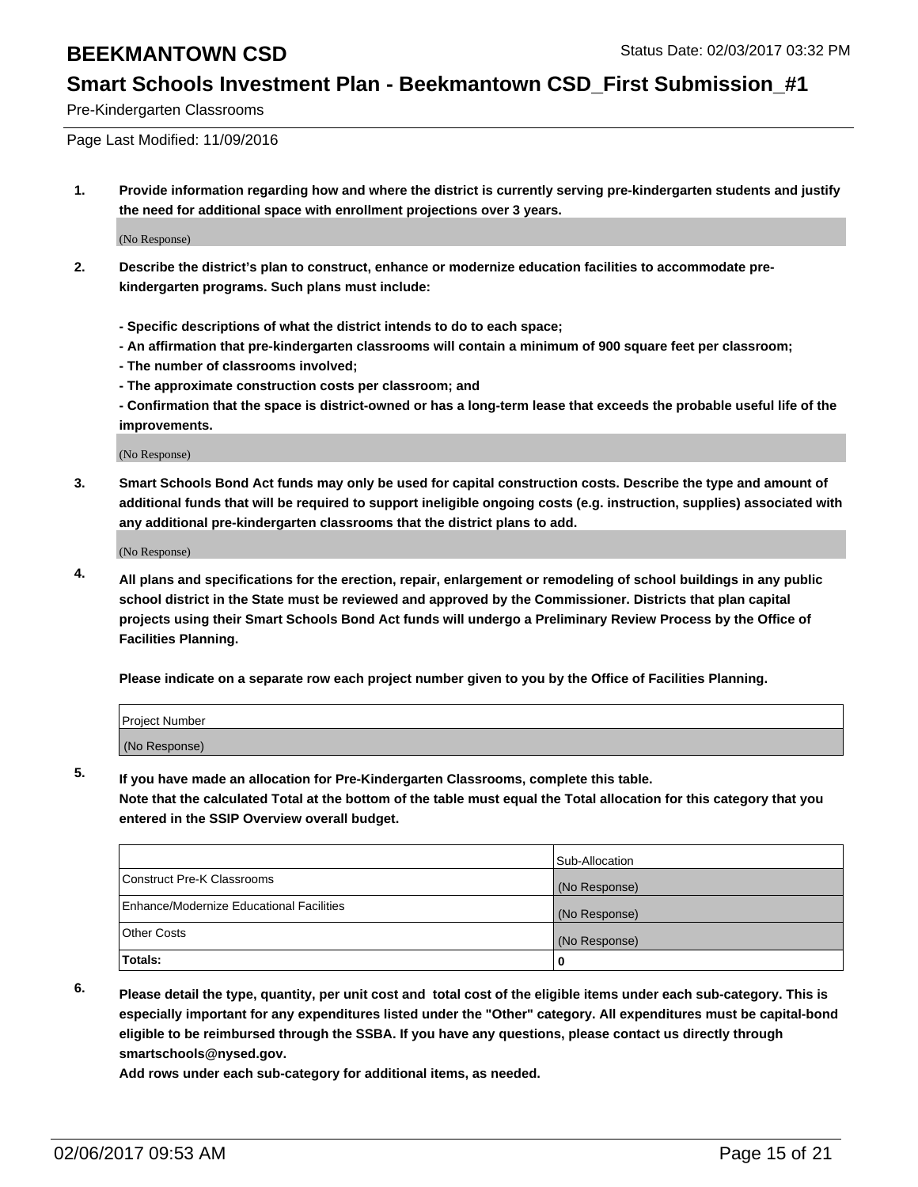# BEEKMANTOWN CSD

Status Date: 02/03/2017 03:32 PM

## Smart Schools Investment Plan - Beekmantown CSD_First Submission_#1

Pre-Kindergarten Classrooms

Page Last Modified: 11/09/2016

**1. Provide information regarding how and where the district is currently serving pre-kindergarten students and justify the need for additional space with enrollment projections over 3 years.**

(No Response)

**2. Describe the district's plan to construct, enhance or modernize education facilities to accommodate pre-kindergarten programs. Such plans must include:**

**- Specific descriptions of what the district intends to do to each space;**
**- An affirmation that pre-kindergarten classrooms will contain a minimum of 900 square feet per classroom;**
**- The number of classrooms involved;**
**- The approximate construction costs per classroom; and**
**- Confirmation that the space is district-owned or has a long-term lease that exceeds the probable useful life of the improvements.**

(No Response)

**3. Smart Schools Bond Act funds may only be used for capital construction costs. Describe the type and amount of additional funds that will be required to support ineligible ongoing costs (e.g. instruction, supplies) associated with any additional pre-kindergarten classrooms that the district plans to add.**

(No Response)

**4. All plans and specifications for the erection, repair, enlargement or remodeling of school buildings in any public school district in the State must be reviewed and approved by the Commissioner. Districts that plan capital projects using their Smart Schools Bond Act funds will undergo a Preliminary Review Process by the Office of Facilities Planning.**

**Please indicate on a separate row each project number given to you by the Office of Facilities Planning.**

| Project Number |
|---|
| (No Response) |

**5. If you have made an allocation for Pre-Kindergarten Classrooms, complete this table.**
**Note that the calculated Total at the bottom of the table must equal the Total allocation for this category that you entered in the SSIP Overview overall budget.**

| | Sub-Allocation |
|---|---|
| Construct Pre-K Classrooms | (No Response) |
| Enhance/Modernize Educational Facilities | (No Response) |
| Other Costs | (No Response) |
| **Totals:** | **0** |

**6. Please detail the type, quantity, per unit cost and total cost of the eligible items under each sub-category. This is especially important for any expenditures listed under the "Other" category. All expenditures must be capital-bond eligible to be reimbursed through the SSBA. If you have any questions, please contact us directly through smartschools@nysed.gov.**

**Add rows under each sub-category for additional items, as needed.**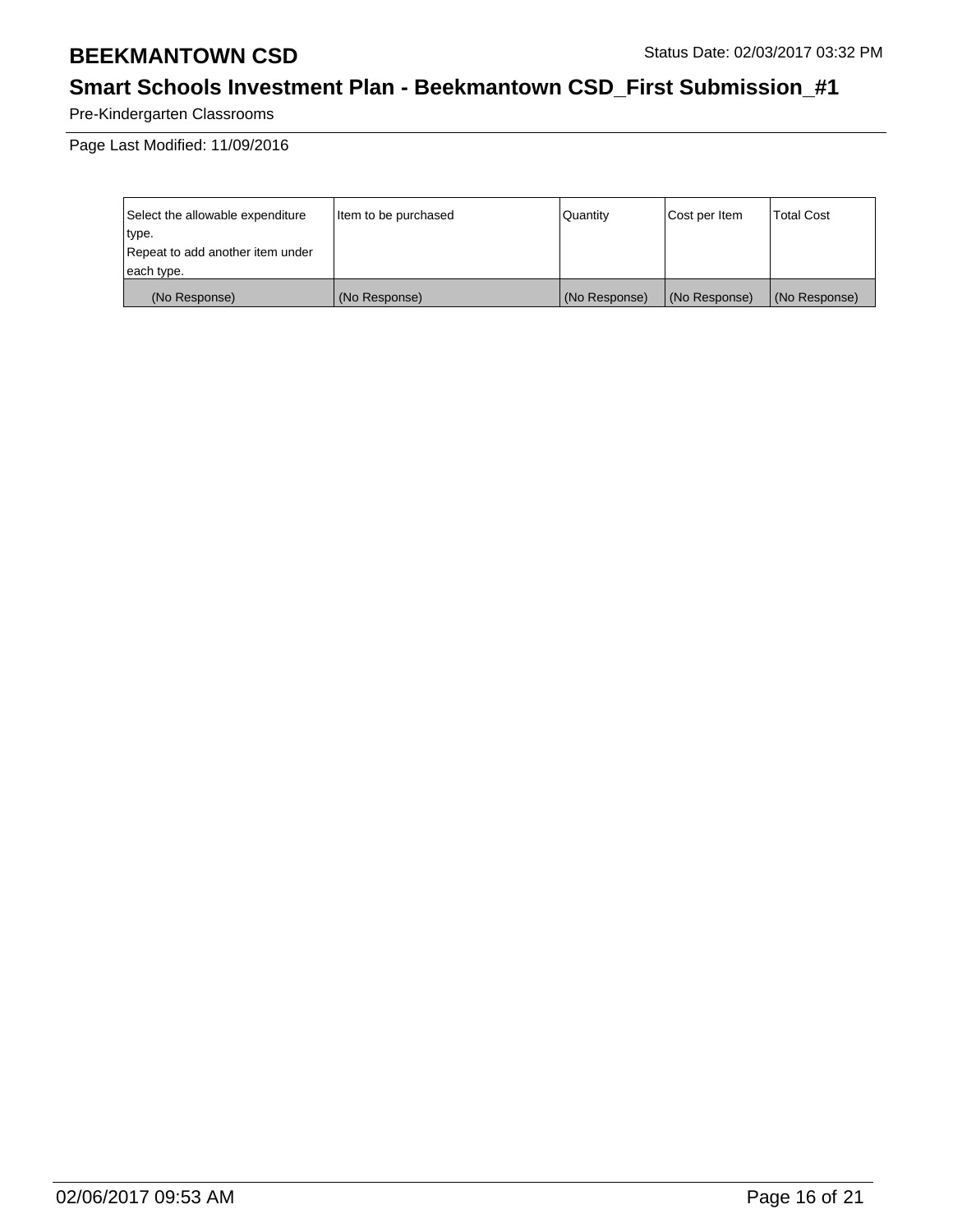# BEEKMANTOWN CSD

Status Date: 02/03/2017 03:32 PM

## Smart Schools Investment Plan - Beekmantown CSD_First Submission_#1

Pre-Kindergarten Classrooms

Page Last Modified: 11/09/2016

| Select the allowable expenditure type. Repeat to add another item under each type. | Item to be purchased | Quantity | Cost per Item | Total Cost |
|---|---|---|---|---|
| (No Response) | (No Response) | (No Response) | (No Response) | (No Response) |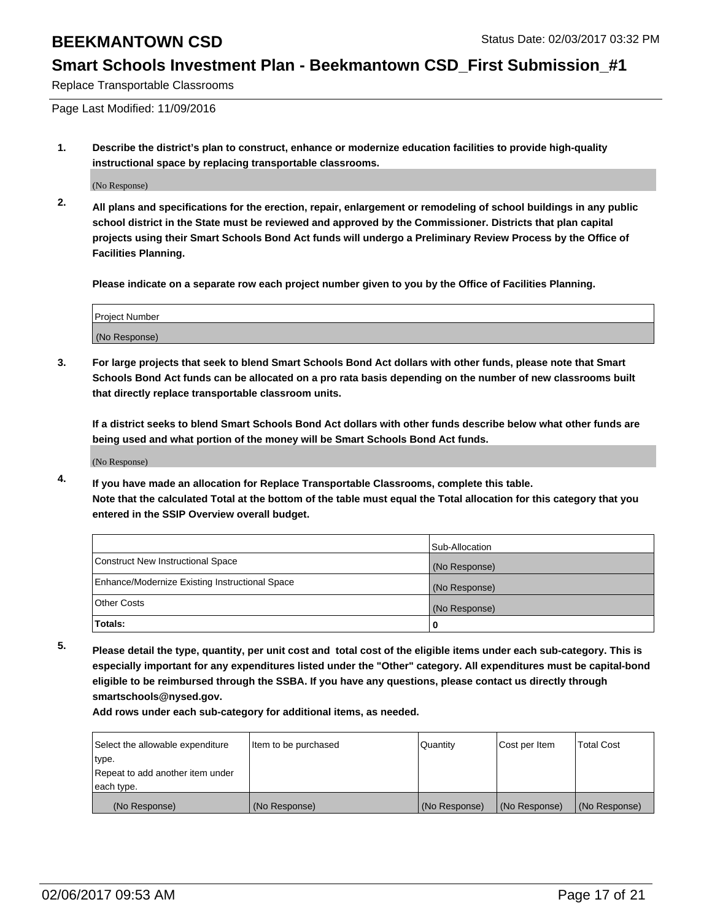# BEEKMANTOWN CSD

Status Date: 02/03/2017 03:32 PM

## Smart Schools Investment Plan - Beekmantown CSD_First Submission_#1

Replace Transportable Classrooms

Page Last Modified: 11/09/2016

**1. Describe the district's plan to construct, enhance or modernize education facilities to provide high-quality instructional space by replacing transportable classrooms.**

(No Response)

**2. All plans and specifications for the erection, repair, enlargement or remodeling of school buildings in any public school district in the State must be reviewed and approved by the Commissioner. Districts that plan capital projects using their Smart Schools Bond Act funds will undergo a Preliminary Review Process by the Office of Facilities Planning.**

**Please indicate on a separate row each project number given to you by the Office of Facilities Planning.**

| Project Number |
| --- |
| (No Response) |

**3. For large projects that seek to blend Smart Schools Bond Act dollars with other funds, please note that Smart Schools Bond Act funds can be allocated on a pro rata basis depending on the number of new classrooms built that directly replace transportable classroom units.**

**If a district seeks to blend Smart Schools Bond Act dollars with other funds describe below what other funds are being used and what portion of the money will be Smart Schools Bond Act funds.**

(No Response)

**4. If you have made an allocation for Replace Transportable Classrooms, complete this table. Note that the calculated Total at the bottom of the table must equal the Total allocation for this category that you entered in the SSIP Overview overall budget.**

| | Sub-Allocation |
| --- | --- |
| Construct New Instructional Space | (No Response) |
| Enhance/Modernize Existing Instructional Space | (No Response) |
| Other Costs | (No Response) |
| **Totals:** | **0** |

**5. Please detail the type, quantity, per unit cost and total cost of the eligible items under each sub-category. This is especially important for any expenditures listed under the "Other" category. All expenditures must be capital-bond eligible to be reimbursed through the SSBA. If you have any questions, please contact us directly through smartschools@nysed.gov.**

**Add rows under each sub-category for additional items, as needed.**

| Select the allowable expenditure type. Repeat to add another item under each type. | Item to be purchased | Quantity | Cost per Item | Total Cost |
| --- | --- | --- | --- | --- |
| (No Response) | (No Response) | (No Response) | (No Response) | (No Response) |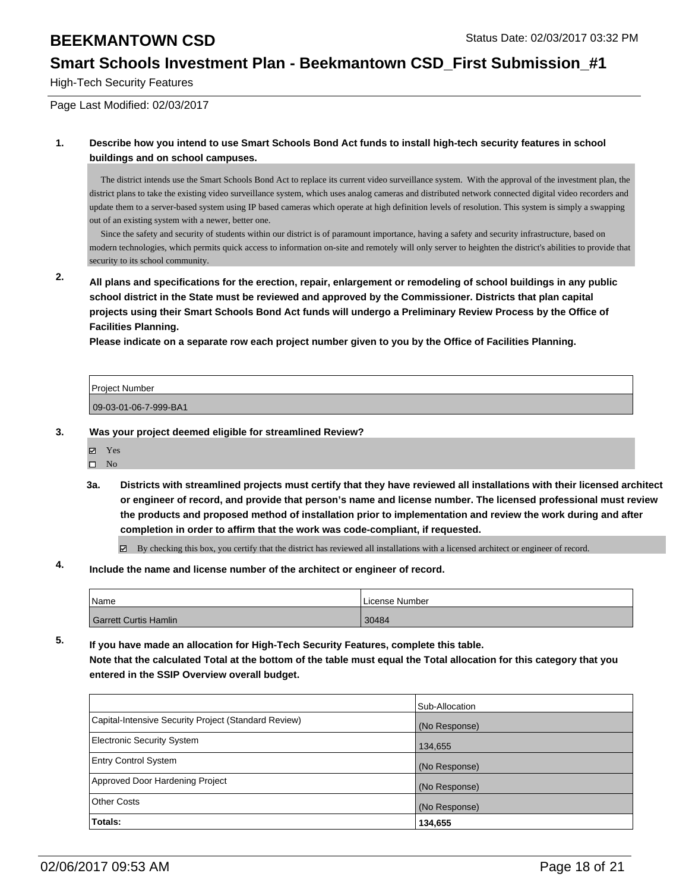# BEEKMANTOWN CSD

Status Date: 02/03/2017 03:32 PM

## Smart Schools Investment Plan - Beekmantown CSD_First Submission_#1

High-Tech Security Features

Page Last Modified: 02/03/2017

**1. Describe how you intend to use Smart Schools Bond Act funds to install high-tech security features in school buildings and on school campuses.**

The district intends use the Smart Schools Bond Act to replace its current video surveillance system. With the approval of the investment plan, the district plans to take the existing video surveillance system, which uses analog cameras and distributed network connected digital video recorders and update them to a server-based system using IP based cameras which operate at high definition levels of resolution. This system is simply a swapping out of an existing system with a newer, better one.

Since the safety and security of students within our district is of paramount importance, having a safety and security infrastructure, based on modern technologies, which permits quick access to information on-site and remotely will only server to heighten the district's abilities to provide that security to its school community.

**2. All plans and specifications for the erection, repair, enlargement or remodeling of school buildings in any public school district in the State must be reviewed and approved by the Commissioner. Districts that plan capital projects using their Smart Schools Bond Act funds will undergo a Preliminary Review Process by the Office of Facilities Planning.**

**Please indicate on a separate row each project number given to you by the Office of Facilities Planning.**

| Project Number |
|---|
| 09-03-01-06-7-999-BA1 |

**3. Was your project deemed eligible for streamlined Review?**

- ☑ Yes
- ☐ No

**3a. Districts with streamlined projects must certify that they have reviewed all installations with their licensed architect or engineer of record, and provide that person's name and license number. The licensed professional must review the products and proposed method of installation prior to implementation and review the work during and after completion in order to affirm that the work was code-compliant, if requested.**

☑ By checking this box, you certify that the district has reviewed all installations with a licensed architect or engineer of record.

**4. Include the name and license number of the architect or engineer of record.**

| Name | License Number |
|---|---|
| Garrett Curtis Hamlin | 30484 |

**5. If you have made an allocation for High-Tech Security Features, complete this table.**
**Note that the calculated Total at the bottom of the table must equal the Total allocation for this category that you entered in the SSIP Overview overall budget.**

| | Sub-Allocation |
|---|---|
| Capital-Intensive Security Project (Standard Review) | (No Response) |
| Electronic Security System | 134,655 |
| Entry Control System | (No Response) |
| Approved Door Hardening Project | (No Response) |
| Other Costs | (No Response) |
| **Totals:** | **134,655** |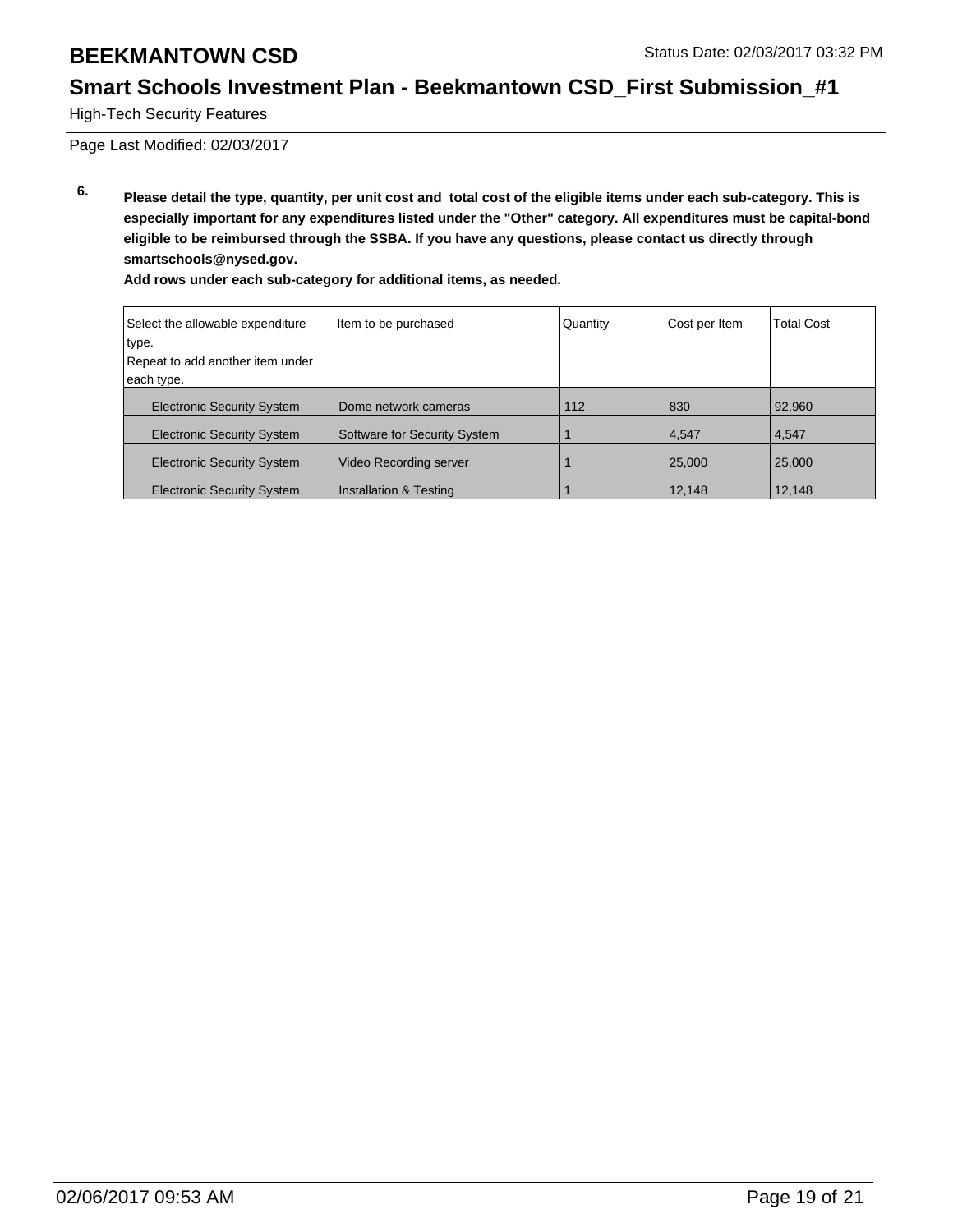# BEEKMANTOWN CSD

Status Date: 02/03/2017 03:32 PM

## Smart Schools Investment Plan - Beekmantown CSD_First Submission_#1

High-Tech Security Features

Page Last Modified: 02/03/2017

**6.** **Please detail the type, quantity, per unit cost and total cost of the eligible items under each sub-category. This is especially important for any expenditures listed under the "Other" category. All expenditures must be capital-bond eligible to be reimbursed through the SSBA. If you have any questions, please contact us directly through smartschools@nysed.gov.**

**Add rows under each sub-category for additional items, as needed.**

| Select the allowable expenditure type. Repeat to add another item under each type. | Item to be purchased | Quantity | Cost per Item | Total Cost |
|---|---|---|---|---|
| Electronic Security System | Dome network cameras | 112 | 830 | 92,960 |
| Electronic Security System | Software for Security System | 1 | 4,547 | 4,547 |
| Electronic Security System | Video Recording server | 1 | 25,000 | 25,000 |
| Electronic Security System | Installation & Testing | 1 | 12,148 | 12,148 |